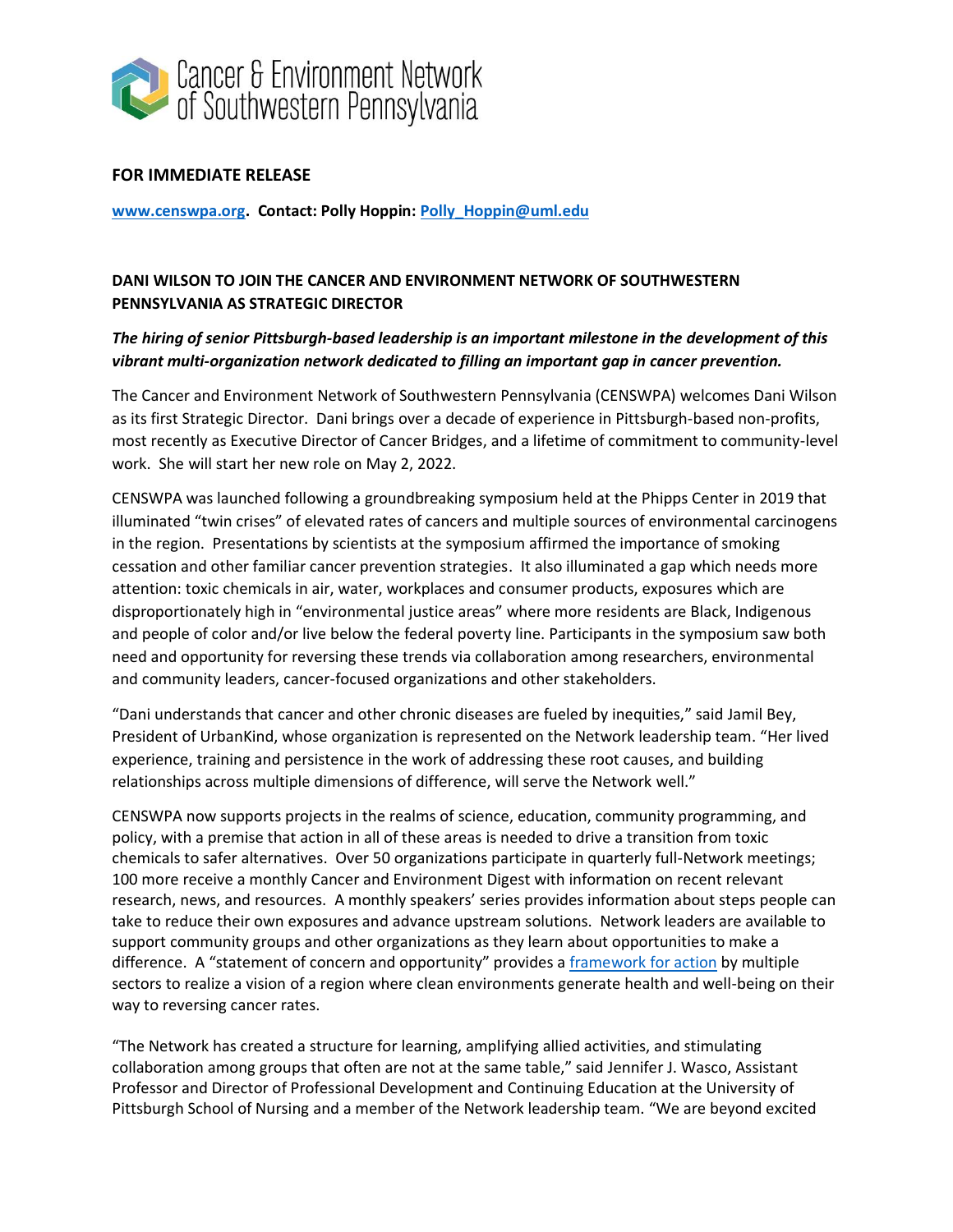Cancer & Environment Network of Southwestern Pennsylvania

**FOR IMMEDIATE RELEASE**

**[www.censwpa.org](http://www.censwpa.org). Contact: Polly Hoppin: [Polly_Hoppin@uml.edu](mailto:Polly_Hoppin@uml.edu)**

## DANI WILSON TO JOIN THE CANCER AND ENVIRONMENT NETWORK OF SOUTHWESTERN PENNSYLVANIA AS STRATEGIC DIRECTOR

***The hiring of senior Pittsburgh-based leadership is an important milestone in the development of this vibrant multi-organization network dedicated to filling an important gap in cancer prevention.***

The Cancer and Environment Network of Southwestern Pennsylvania (CENSWPA) welcomes Dani Wilson as its first Strategic Director. Dani brings over a decade of experience in Pittsburgh-based non-profits, most recently as Executive Director of Cancer Bridges, and a lifetime of commitment to community-level work. She will start her new role on May 2, 2022.

CENSWPA was launched following a groundbreaking symposium held at the Phipps Center in 2019 that illuminated "twin crises" of elevated rates of cancers and multiple sources of environmental carcinogens in the region. Presentations by scientists at the symposium affirmed the importance of smoking cessation and other familiar cancer prevention strategies. It also illuminated a gap which needs more attention: toxic chemicals in air, water, workplaces and consumer products, exposures which are disproportionately high in "environmental justice areas" where more residents are Black, Indigenous and people of color and/or live below the federal poverty line. Participants in the symposium saw both need and opportunity for reversing these trends via collaboration among researchers, environmental and community leaders, cancer-focused organizations and other stakeholders.

"Dani understands that cancer and other chronic diseases are fueled by inequities," said Jamil Bey, President of UrbanKind, whose organization is represented on the Network leadership team. "Her lived experience, training and persistence in the work of addressing these root causes, and building relationships across multiple dimensions of difference, will serve the Network well."

CENSWPA now supports projects in the realms of science, education, community programming, and policy, with a premise that action in all of these areas is needed to drive a transition from toxic chemicals to safer alternatives. Over 50 organizations participate in quarterly full-Network meetings; 100 more receive a monthly Cancer and Environment Digest with information on recent relevant research, news, and resources. A monthly speakers' series provides information about steps people can take to reduce their own exposures and advance upstream solutions. Network leaders are available to support community groups and other organizations as they learn about opportunities to make a difference. A "statement of concern and opportunity" provides a [framework for action]() by multiple sectors to realize a vision of a region where clean environments generate health and well-being on their way to reversing cancer rates.

"The Network has created a structure for learning, amplifying allied activities, and stimulating collaboration among groups that often are not at the same table," said Jennifer J. Wasco, Assistant Professor and Director of Professional Development and Continuing Education at the University of Pittsburgh School of Nursing and a member of the Network leadership team. "We are beyond excited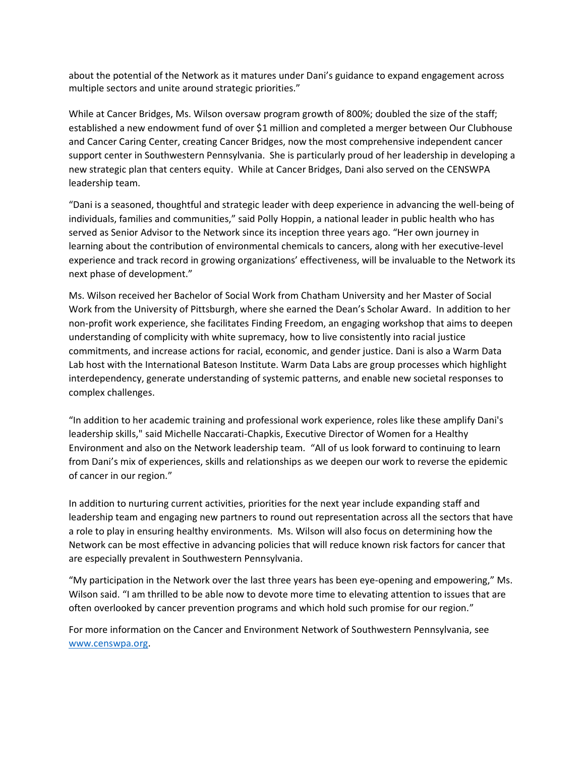about the potential of the Network as it matures under Dani's guidance to expand engagement across multiple sectors and unite around strategic priorities."

While at Cancer Bridges, Ms. Wilson oversaw program growth of 800%; doubled the size of the staff; established a new endowment fund of over $1 million and completed a merger between Our Clubhouse and Cancer Caring Center, creating Cancer Bridges, now the most comprehensive independent cancer support center in Southwestern Pennsylvania. She is particularly proud of her leadership in developing a new strategic plan that centers equity. While at Cancer Bridges, Dani also served on the CENSWPA leadership team.

"Dani is a seasoned, thoughtful and strategic leader with deep experience in advancing the well-being of individuals, families and communities," said Polly Hoppin, a national leader in public health who has served as Senior Advisor to the Network since its inception three years ago. "Her own journey in learning about the contribution of environmental chemicals to cancers, along with her executive-level experience and track record in growing organizations' effectiveness, will be invaluable to the Network its next phase of development."

Ms. Wilson received her Bachelor of Social Work from Chatham University and her Master of Social Work from the University of Pittsburgh, where she earned the Dean's Scholar Award. In addition to her non-profit work experience, she facilitates Finding Freedom, an engaging workshop that aims to deepen understanding of complicity with white supremacy, how to live consistently into racial justice commitments, and increase actions for racial, economic, and gender justice. Dani is also a Warm Data Lab host with the International Bateson Institute. Warm Data Labs are group processes which highlight interdependency, generate understanding of systemic patterns, and enable new societal responses to complex challenges.

"In addition to her academic training and professional work experience, roles like these amplify Dani's leadership skills," said Michelle Naccarati-Chapkis, Executive Director of Women for a Healthy Environment and also on the Network leadership team. "All of us look forward to continuing to learn from Dani's mix of experiences, skills and relationships as we deepen our work to reverse the epidemic of cancer in our region."

In addition to nurturing current activities, priorities for the next year include expanding staff and leadership team and engaging new partners to round out representation across all the sectors that have a role to play in ensuring healthy environments. Ms. Wilson will also focus on determining how the Network can be most effective in advancing policies that will reduce known risk factors for cancer that are especially prevalent in Southwestern Pennsylvania.

"My participation in the Network over the last three years has been eye-opening and empowering," Ms. Wilson said. "I am thrilled to be able now to devote more time to elevating attention to issues that are often overlooked by cancer prevention programs and which hold such promise for our region."

For more information on the Cancer and Environment Network of Southwestern Pennsylvania, see [www.censwpa.org](www.censwpa.org).